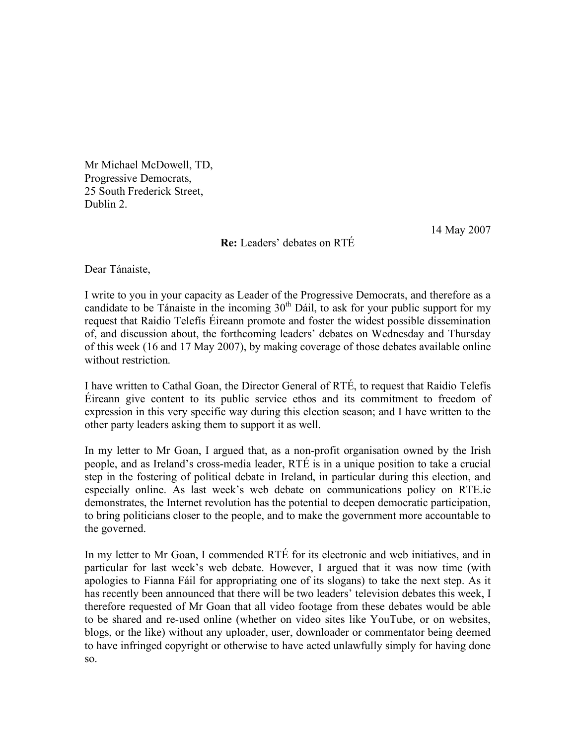Mr Michael McDowell, TD,
Progressive Democrats,
25 South Frederick Street,
Dublin 2.

14 May 2007

**Re:** Leaders' debates on RTÉ

Dear Tánaiste,

I write to you in your capacity as Leader of the Progressive Democrats, and therefore as a candidate to be Tánaiste in the incoming 30th Dáil, to ask for your public support for my request that Raidio Telefís Éireann promote and foster the widest possible dissemination of, and discussion about, the forthcoming leaders' debates on Wednesday and Thursday of this week (16 and 17 May 2007), by making coverage of those debates available online without restriction.

I have written to Cathal Goan, the Director General of RTÉ, to request that Raidio Telefís Éireann give content to its public service ethos and its commitment to freedom of expression in this very specific way during this election season; and I have written to the other party leaders asking them to support it as well.

In my letter to Mr Goan, I argued that, as a non-profit organisation owned by the Irish people, and as Ireland's cross-media leader, RTÉ is in a unique position to take a crucial step in the fostering of political debate in Ireland, in particular during this election, and especially online. As last week's web debate on communications policy on RTE.ie demonstrates, the Internet revolution has the potential to deepen democratic participation, to bring politicians closer to the people, and to make the government more accountable to the governed.

In my letter to Mr Goan, I commended RTÉ for its electronic and web initiatives, and in particular for last week's web debate. However, I argued that it was now time (with apologies to Fianna Fáil for appropriating one of its slogans) to take the next step. As it has recently been announced that there will be two leaders' television debates this week, I therefore requested of Mr Goan that all video footage from these debates would be able to be shared and re-used online (whether on video sites like YouTube, or on websites, blogs, or the like) without any uploader, user, downloader or commentator being deemed to have infringed copyright or otherwise to have acted unlawfully simply for having done so.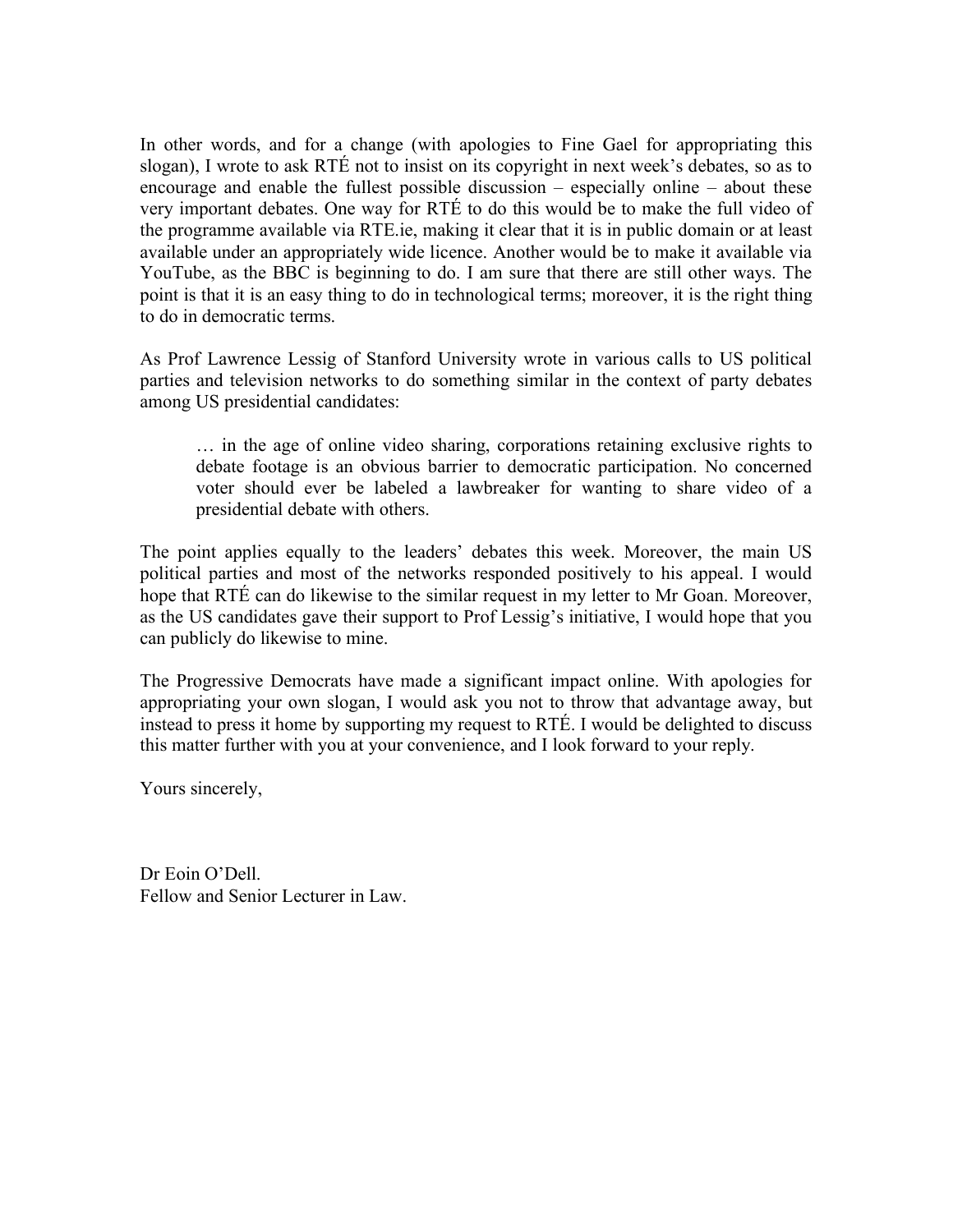In other words, and for a change (with apologies to Fine Gael for appropriating this slogan), I wrote to ask RTÉ not to insist on its copyright in next week's debates, so as to encourage and enable the fullest possible discussion – especially online – about these very important debates. One way for RTÉ to do this would be to make the full video of the programme available via RTE.ie, making it clear that it is in public domain or at least available under an appropriately wide licence. Another would be to make it available via YouTube, as the BBC is beginning to do. I am sure that there are still other ways. The point is that it is an easy thing to do in technological terms; moreover, it is the right thing to do in democratic terms.

As Prof Lawrence Lessig of Stanford University wrote in various calls to US political parties and television networks to do something similar in the context of party debates among US presidential candidates:

> … in the age of online video sharing, corporations retaining exclusive rights to debate footage is an obvious barrier to democratic participation. No concerned voter should ever be labeled a lawbreaker for wanting to share video of a presidential debate with others.

The point applies equally to the leaders' debates this week. Moreover, the main US political parties and most of the networks responded positively to his appeal. I would hope that RTÉ can do likewise to the similar request in my letter to Mr Goan. Moreover, as the US candidates gave their support to Prof Lessig's initiative, I would hope that you can publicly do likewise to mine.

The Progressive Democrats have made a significant impact online. With apologies for appropriating your own slogan, I would ask you not to throw that advantage away, but instead to press it home by supporting my request to RTÉ. I would be delighted to discuss this matter further with you at your convenience, and I look forward to your reply.

Yours sincerely,

Dr Eoin O'Dell.
Fellow and Senior Lecturer in Law.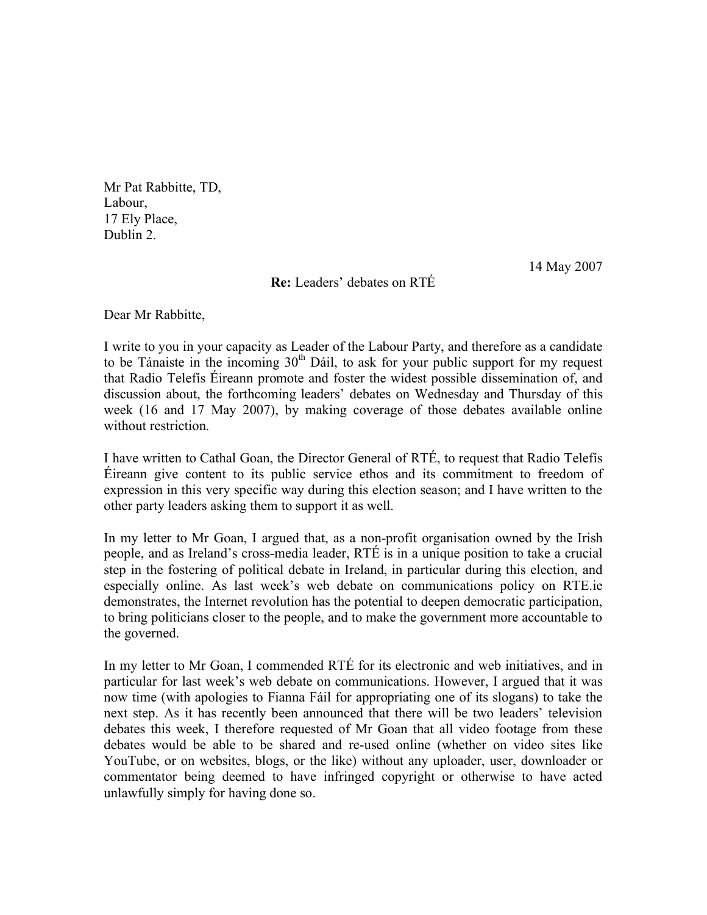Mr Pat Rabbitte, TD,  
Labour,  
17 Ely Place,  
Dublin 2.

14 May 2007

**Re:** Leaders' debates on RTÉ

Dear Mr Rabbitte,

I write to you in your capacity as Leader of the Labour Party, and therefore as a candidate to be Tánaiste in the incoming 30th Dáil, to ask for your public support for my request that Radio Telefís Éireann promote and foster the widest possible dissemination of, and discussion about, the forthcoming leaders' debates on Wednesday and Thursday of this week (16 and 17 May 2007), by making coverage of those debates available online without restriction.

I have written to Cathal Goan, the Director General of RTÉ, to request that Radio Telefís Éireann give content to its public service ethos and its commitment to freedom of expression in this very specific way during this election season; and I have written to the other party leaders asking them to support it as well.

In my letter to Mr Goan, I argued that, as a non-profit organisation owned by the Irish people, and as Ireland's cross-media leader, RTÉ is in a unique position to take a crucial step in the fostering of political debate in Ireland, in particular during this election, and especially online. As last week's web debate on communications policy on RTE.ie demonstrates, the Internet revolution has the potential to deepen democratic participation, to bring politicians closer to the people, and to make the government more accountable to the governed.

In my letter to Mr Goan, I commended RTÉ for its electronic and web initiatives, and in particular for last week's web debate on communications. However, I argued that it was now time (with apologies to Fianna Fáil for appropriating one of its slogans) to take the next step. As it has recently been announced that there will be two leaders' television debates this week, I therefore requested of Mr Goan that all video footage from these debates would be able to be shared and re-used online (whether on video sites like YouTube, or on websites, blogs, or the like) without any uploader, user, downloader or commentator being deemed to have infringed copyright or otherwise to have acted unlawfully simply for having done so.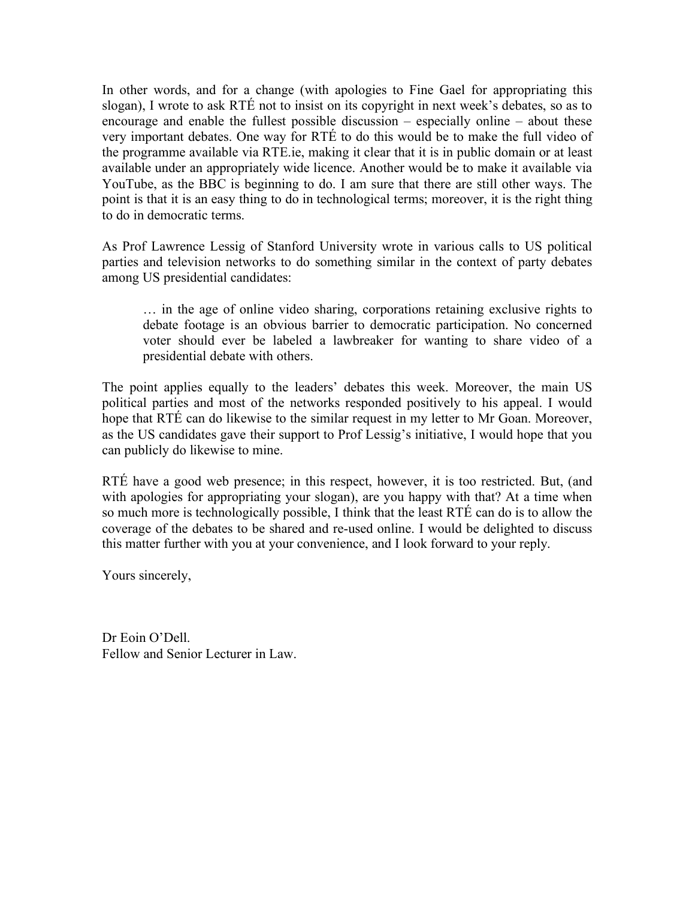In other words, and for a change (with apologies to Fine Gael for appropriating this slogan), I wrote to ask RTÉ not to insist on its copyright in next week's debates, so as to encourage and enable the fullest possible discussion – especially online – about these very important debates. One way for RTÉ to do this would be to make the full video of the programme available via RTE.ie, making it clear that it is in public domain or at least available under an appropriately wide licence. Another would be to make it available via YouTube, as the BBC is beginning to do. I am sure that there are still other ways. The point is that it is an easy thing to do in technological terms; moreover, it is the right thing to do in democratic terms.

As Prof Lawrence Lessig of Stanford University wrote in various calls to US political parties and television networks to do something similar in the context of party debates among US presidential candidates:

> … in the age of online video sharing, corporations retaining exclusive rights to debate footage is an obvious barrier to democratic participation. No concerned voter should ever be labeled a lawbreaker for wanting to share video of a presidential debate with others.

The point applies equally to the leaders' debates this week. Moreover, the main US political parties and most of the networks responded positively to his appeal. I would hope that RTÉ can do likewise to the similar request in my letter to Mr Goan. Moreover, as the US candidates gave their support to Prof Lessig's initiative, I would hope that you can publicly do likewise to mine.

RTÉ have a good web presence; in this respect, however, it is too restricted. But, (and with apologies for appropriating your slogan), are you happy with that? At a time when so much more is technologically possible, I think that the least RTÉ can do is to allow the coverage of the debates to be shared and re-used online. I would be delighted to discuss this matter further with you at your convenience, and I look forward to your reply.

Yours sincerely,

Dr Eoin O'Dell.
Fellow and Senior Lecturer in Law.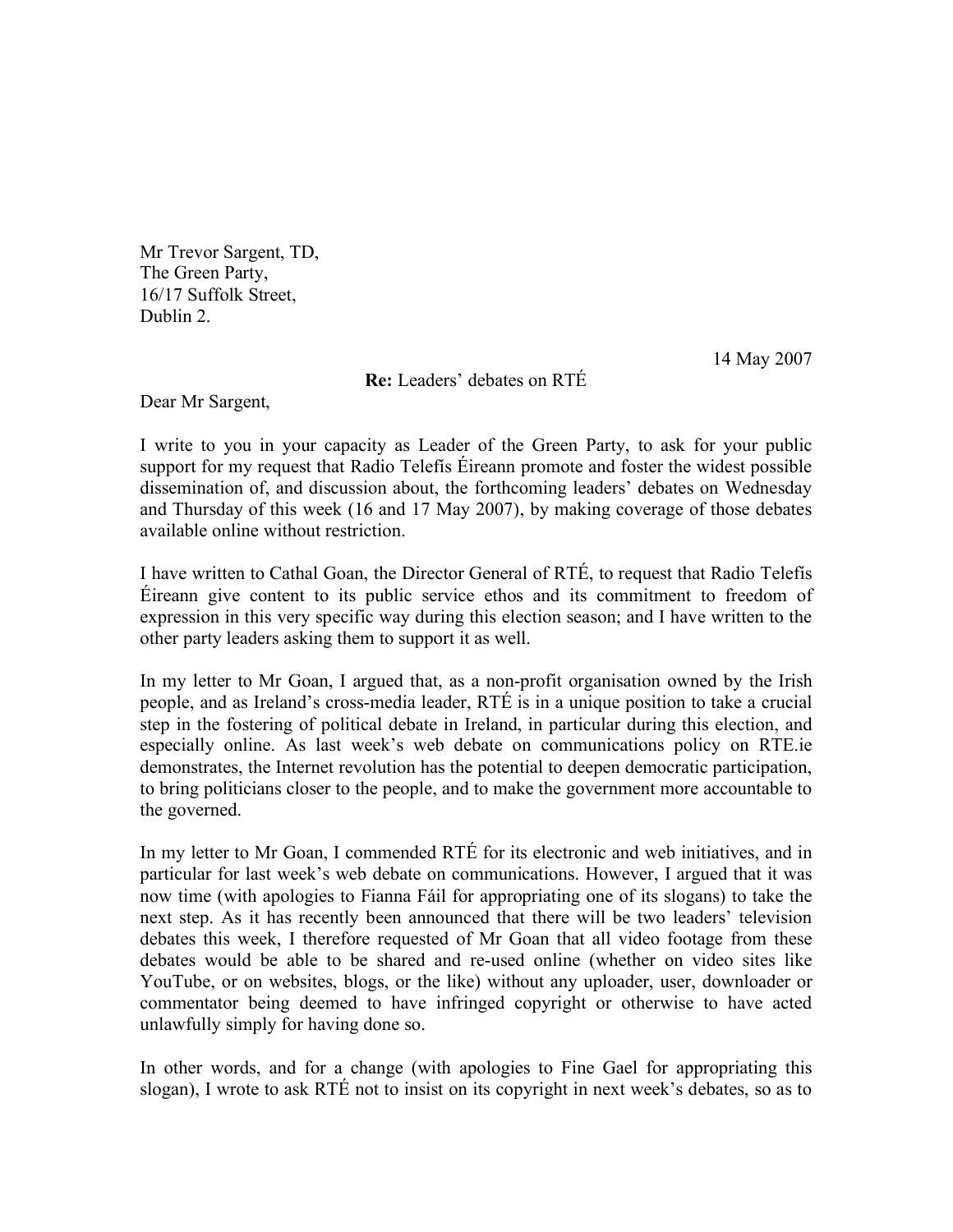Mr Trevor Sargent, TD,
The Green Party,
16/17 Suffolk Street,
Dublin 2.

14 May 2007

**Re:** Leaders' debates on RTÉ

Dear Mr Sargent,

I write to you in your capacity as Leader of the Green Party, to ask for your public support for my request that Radio Telefís Éireann promote and foster the widest possible dissemination of, and discussion about, the forthcoming leaders' debates on Wednesday and Thursday of this week (16 and 17 May 2007), by making coverage of those debates available online without restriction.

I have written to Cathal Goan, the Director General of RTÉ, to request that Radio Telefís Éireann give content to its public service ethos and its commitment to freedom of expression in this very specific way during this election season; and I have written to the other party leaders asking them to support it as well.

In my letter to Mr Goan, I argued that, as a non-profit organisation owned by the Irish people, and as Ireland's cross-media leader, RTÉ is in a unique position to take a crucial step in the fostering of political debate in Ireland, in particular during this election, and especially online. As last week's web debate on communications policy on RTE.ie demonstrates, the Internet revolution has the potential to deepen democratic participation, to bring politicians closer to the people, and to make the government more accountable to the governed.

In my letter to Mr Goan, I commended RTÉ for its electronic and web initiatives, and in particular for last week's web debate on communications. However, I argued that it was now time (with apologies to Fianna Fáil for appropriating one of its slogans) to take the next step. As it has recently been announced that there will be two leaders' television debates this week, I therefore requested of Mr Goan that all video footage from these debates would be able to be shared and re-used online (whether on video sites like YouTube, or on websites, blogs, or the like) without any uploader, user, downloader or commentator being deemed to have infringed copyright or otherwise to have acted unlawfully simply for having done so.

In other words, and for a change (with apologies to Fine Gael for appropriating this slogan), I wrote to ask RTÉ not to insist on its copyright in next week's debates, so as to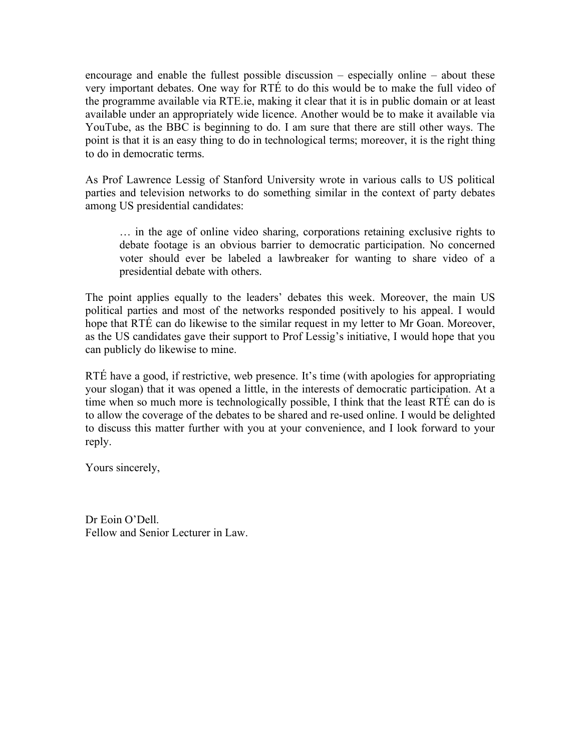encourage and enable the fullest possible discussion – especially online – about these very important debates. One way for RTÉ to do this would be to make the full video of the programme available via RTE.ie, making it clear that it is in public domain or at least available under an appropriately wide licence. Another would be to make it available via YouTube, as the BBC is beginning to do. I am sure that there are still other ways. The point is that it is an easy thing to do in technological terms; moreover, it is the right thing to do in democratic terms.

As Prof Lawrence Lessig of Stanford University wrote in various calls to US political parties and television networks to do something similar in the context of party debates among US presidential candidates:

> … in the age of online video sharing, corporations retaining exclusive rights to debate footage is an obvious barrier to democratic participation. No concerned voter should ever be labeled a lawbreaker for wanting to share video of a presidential debate with others.

The point applies equally to the leaders' debates this week. Moreover, the main US political parties and most of the networks responded positively to his appeal. I would hope that RTÉ can do likewise to the similar request in my letter to Mr Goan. Moreover, as the US candidates gave their support to Prof Lessig's initiative, I would hope that you can publicly do likewise to mine.

RTÉ have a good, if restrictive, web presence. It's time (with apologies for appropriating your slogan) that it was opened a little, in the interests of democratic participation. At a time when so much more is technologically possible, I think that the least RTÉ can do is to allow the coverage of the debates to be shared and re-used online. I would be delighted to discuss this matter further with you at your convenience, and I look forward to your reply.

Yours sincerely,

Dr Eoin O'Dell.
Fellow and Senior Lecturer in Law.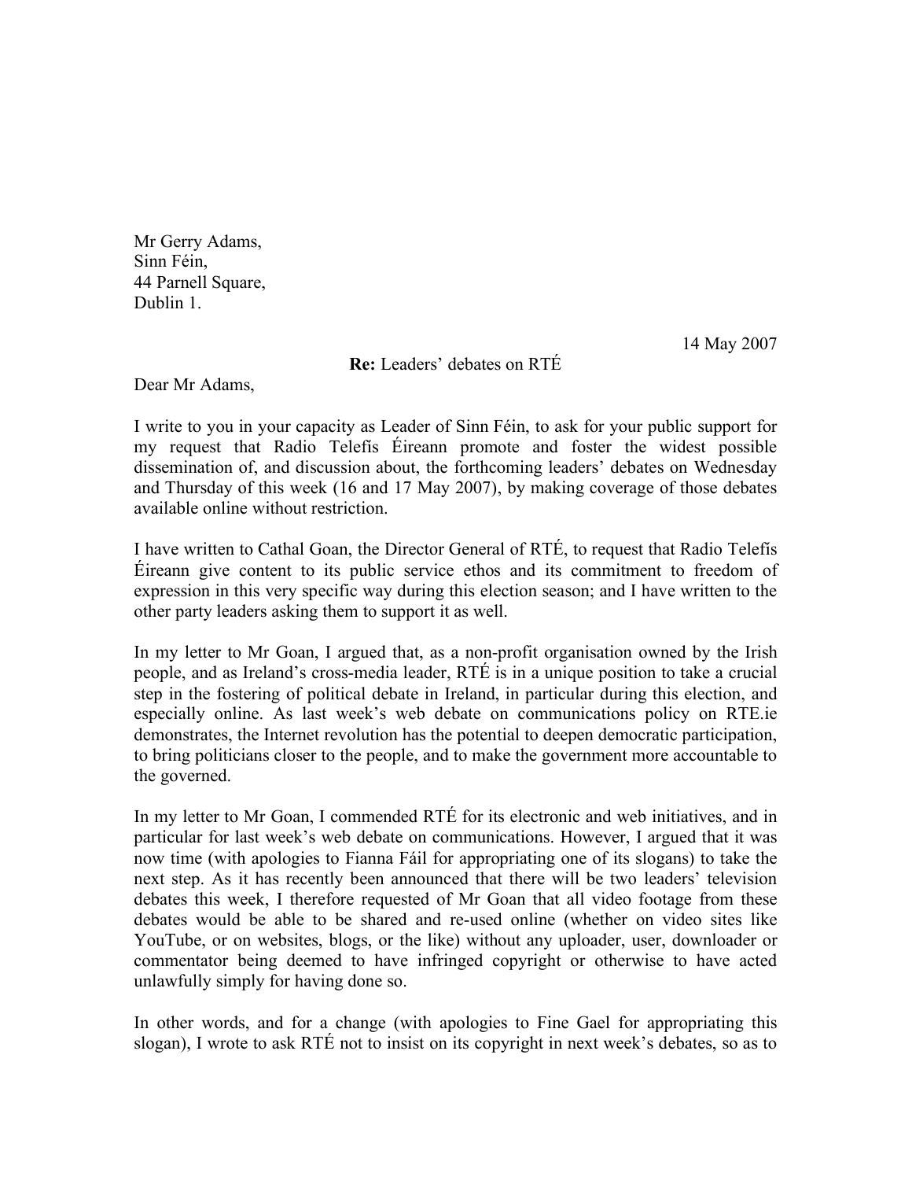Mr Gerry Adams,
Sinn Féin,
44 Parnell Square,
Dublin 1.

14 May 2007

**Re:** Leaders' debates on RTÉ

Dear Mr Adams,

I write to you in your capacity as Leader of Sinn Féin, to ask for your public support for my request that Radio Telefís Éireann promote and foster the widest possible dissemination of, and discussion about, the forthcoming leaders' debates on Wednesday and Thursday of this week (16 and 17 May 2007), by making coverage of those debates available online without restriction.

I have written to Cathal Goan, the Director General of RTÉ, to request that Radio Telefís Éireann give content to its public service ethos and its commitment to freedom of expression in this very specific way during this election season; and I have written to the other party leaders asking them to support it as well.

In my letter to Mr Goan, I argued that, as a non-profit organisation owned by the Irish people, and as Ireland's cross-media leader, RTÉ is in a unique position to take a crucial step in the fostering of political debate in Ireland, in particular during this election, and especially online. As last week's web debate on communications policy on RTE.ie demonstrates, the Internet revolution has the potential to deepen democratic participation, to bring politicians closer to the people, and to make the government more accountable to the governed.

In my letter to Mr Goan, I commended RTÉ for its electronic and web initiatives, and in particular for last week's web debate on communications. However, I argued that it was now time (with apologies to Fianna Fáil for appropriating one of its slogans) to take the next step. As it has recently been announced that there will be two leaders' television debates this week, I therefore requested of Mr Goan that all video footage from these debates would be able to be shared and re-used online (whether on video sites like YouTube, or on websites, blogs, or the like) without any uploader, user, downloader or commentator being deemed to have infringed copyright or otherwise to have acted unlawfully simply for having done so.

In other words, and for a change (with apologies to Fine Gael for appropriating this slogan), I wrote to ask RTÉ not to insist on its copyright in next week's debates, so as to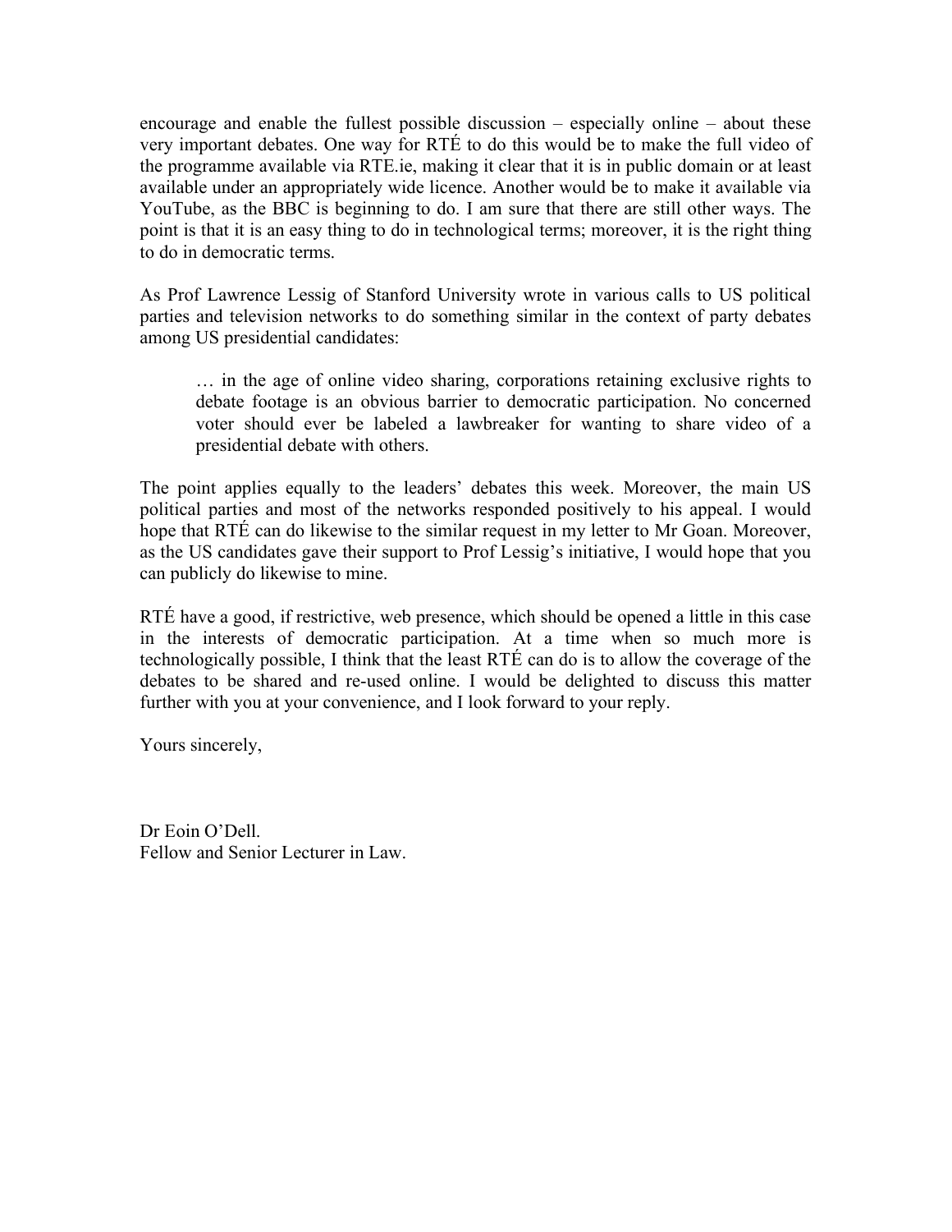encourage and enable the fullest possible discussion – especially online – about these very important debates. One way for RTÉ to do this would be to make the full video of the programme available via RTE.ie, making it clear that it is in public domain or at least available under an appropriately wide licence. Another would be to make it available via YouTube, as the BBC is beginning to do. I am sure that there are still other ways. The point is that it is an easy thing to do in technological terms; moreover, it is the right thing to do in democratic terms.

As Prof Lawrence Lessig of Stanford University wrote in various calls to US political parties and television networks to do something similar in the context of party debates among US presidential candidates:

> … in the age of online video sharing, corporations retaining exclusive rights to debate footage is an obvious barrier to democratic participation. No concerned voter should ever be labeled a lawbreaker for wanting to share video of a presidential debate with others.

The point applies equally to the leaders' debates this week. Moreover, the main US political parties and most of the networks responded positively to his appeal. I would hope that RTÉ can do likewise to the similar request in my letter to Mr Goan. Moreover, as the US candidates gave their support to Prof Lessig's initiative, I would hope that you can publicly do likewise to mine.

RTÉ have a good, if restrictive, web presence, which should be opened a little in this case in the interests of democratic participation. At a time when so much more is technologically possible, I think that the least RTÉ can do is to allow the coverage of the debates to be shared and re-used online. I would be delighted to discuss this matter further with you at your convenience, and I look forward to your reply.

Yours sincerely,

Dr Eoin O'Dell.
Fellow and Senior Lecturer in Law.